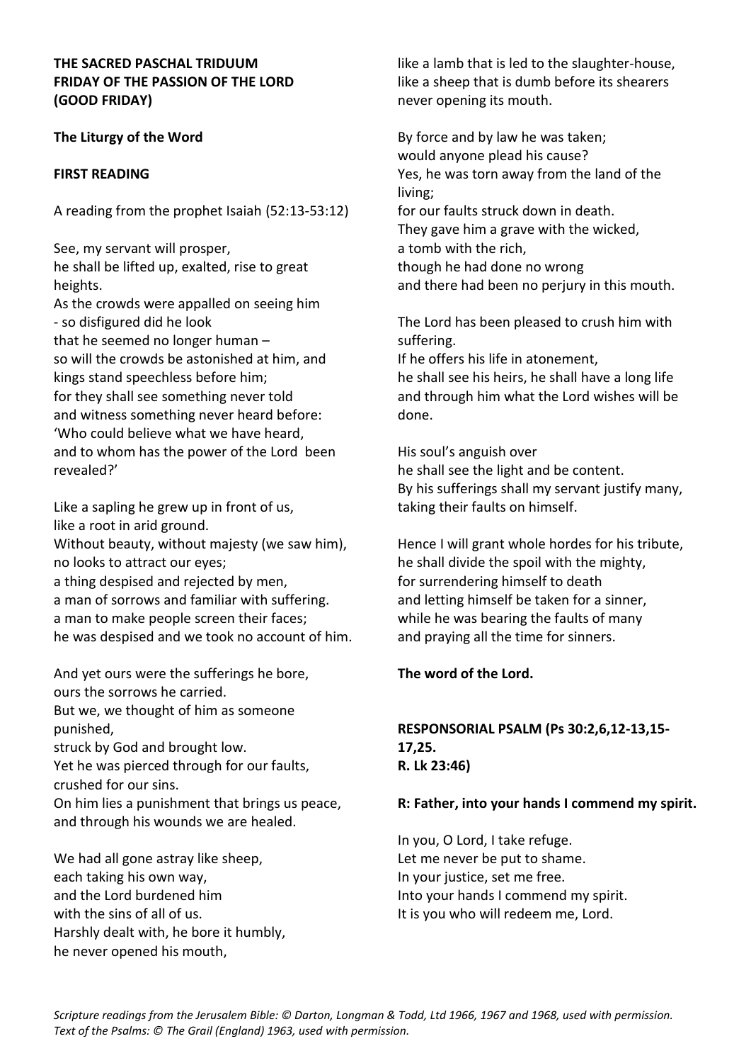**THE SACRED PASCHAL TRIDUUM**
**FRIDAY OF THE PASSION OF THE LORD**
**(GOOD FRIDAY)**

**The Liturgy of the Word**

**FIRST READING**

A reading from the prophet Isaiah (52:13-53:12)

See, my servant will prosper,
he shall be lifted up, exalted, rise to great heights.
As the crowds were appalled on seeing him
- so disfigured did he look
that he seemed no longer human –
so will the crowds be astonished at him, and kings stand speechless before him;
for they shall see something never told
and witness something never heard before:
'Who could believe what we have heard,
and to whom has the power of the Lord been revealed?'

Like a sapling he grew up in front of us,
like a root in arid ground.
Without beauty, without majesty (we saw him),
no looks to attract our eyes;
a thing despised and rejected by men,
a man of sorrows and familiar with suffering.
a man to make people screen their faces;
he was despised and we took no account of him.

And yet ours were the sufferings he bore,
ours the sorrows he carried.
But we, we thought of him as someone punished,
struck by God and brought low.
Yet he was pierced through for our faults,
crushed for our sins.
On him lies a punishment that brings us peace,
and through his wounds we are healed.

We had all gone astray like sheep,
each taking his own way,
and the Lord burdened him
with the sins of all of us.
Harshly dealt with, he bore it humbly,
he never opened his mouth,
like a lamb that is led to the slaughter-house,
like a sheep that is dumb before its shearers
never opening its mouth.

By force and by law he was taken;
would anyone plead his cause?
Yes, he was torn away from the land of the living;
for our faults struck down in death.
They gave him a grave with the wicked,
a tomb with the rich,
though he had done no wrong
and there had been no perjury in this mouth.

The Lord has been pleased to crush him with suffering.
If he offers his life in atonement,
he shall see his heirs, he shall have a long life
and through him what the Lord wishes will be done.

His soul's anguish over
he shall see the light and be content.
By his sufferings shall my servant justify many,
taking their faults on himself.

Hence I will grant whole hordes for his tribute,
he shall divide the spoil with the mighty,
for surrendering himself to death
and letting himself be taken for a sinner,
while he was bearing the faults of many
and praying all the time for sinners.

**The word of the Lord.**

**RESPONSORIAL PSALM (Ps 30:2,6,12-13,15-17,25.**
**R. Lk 23:46)**

**R: Father, into your hands I commend my spirit.**

In you, O Lord, I take refuge.
Let me never be put to shame.
In your justice, set me free.
Into your hands I commend my spirit.
It is you who will redeem me, Lord.

*Scripture readings from the Jerusalem Bible: © Darton, Longman & Todd, Ltd 1966, 1967 and 1968, used with permission.*
*Text of the Psalms: © The Grail (England) 1963, used with permission.*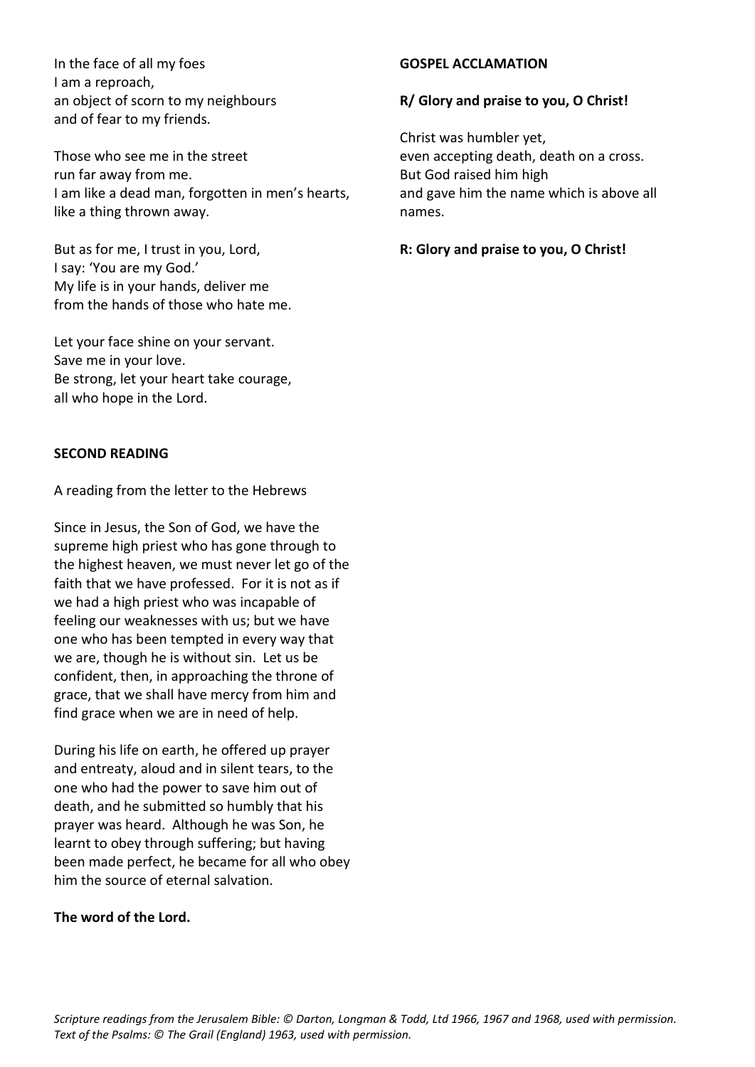In the face of all my foes
I am a reproach,
an object of scorn to my neighbours
and of fear to my friends.

Those who see me in the street
run far away from me.
I am like a dead man, forgotten in men's hearts,
like a thing thrown away.

But as for me, I trust in you, Lord,
I say: 'You are my God.'
My life is in your hands, deliver me
from the hands of those who hate me.

Let your face shine on your servant.
Save me in your love.
Be strong, let your heart take courage,
all who hope in the Lord.

**SECOND READING**

A reading from the letter to the Hebrews

Since in Jesus, the Son of God, we have the supreme high priest who has gone through to the highest heaven, we must never let go of the faith that we have professed. For it is not as if we had a high priest who was incapable of feeling our weaknesses with us; but we have one who has been tempted in every way that we are, though he is without sin. Let us be confident, then, in approaching the throne of grace, that we shall have mercy from him and find grace when we are in need of help.

During his life on earth, he offered up prayer and entreaty, aloud and in silent tears, to the one who had the power to save him out of death, and he submitted so humbly that his prayer was heard. Although he was Son, he learnt to obey through suffering; but having been made perfect, he became for all who obey him the source of eternal salvation.

**The word of the Lord.**

**GOSPEL ACCLAMATION**

**R/ Glory and praise to you, O Christ!**

Christ was humbler yet,
even accepting death, death on a cross.
But God raised him high
and gave him the name which is above all names.

**R: Glory and praise to you, O Christ!**

*Scripture readings from the Jerusalem Bible: © Darton, Longman & Todd, Ltd 1966, 1967 and 1968, used with permission. Text of the Psalms: © The Grail (England) 1963, used with permission.*